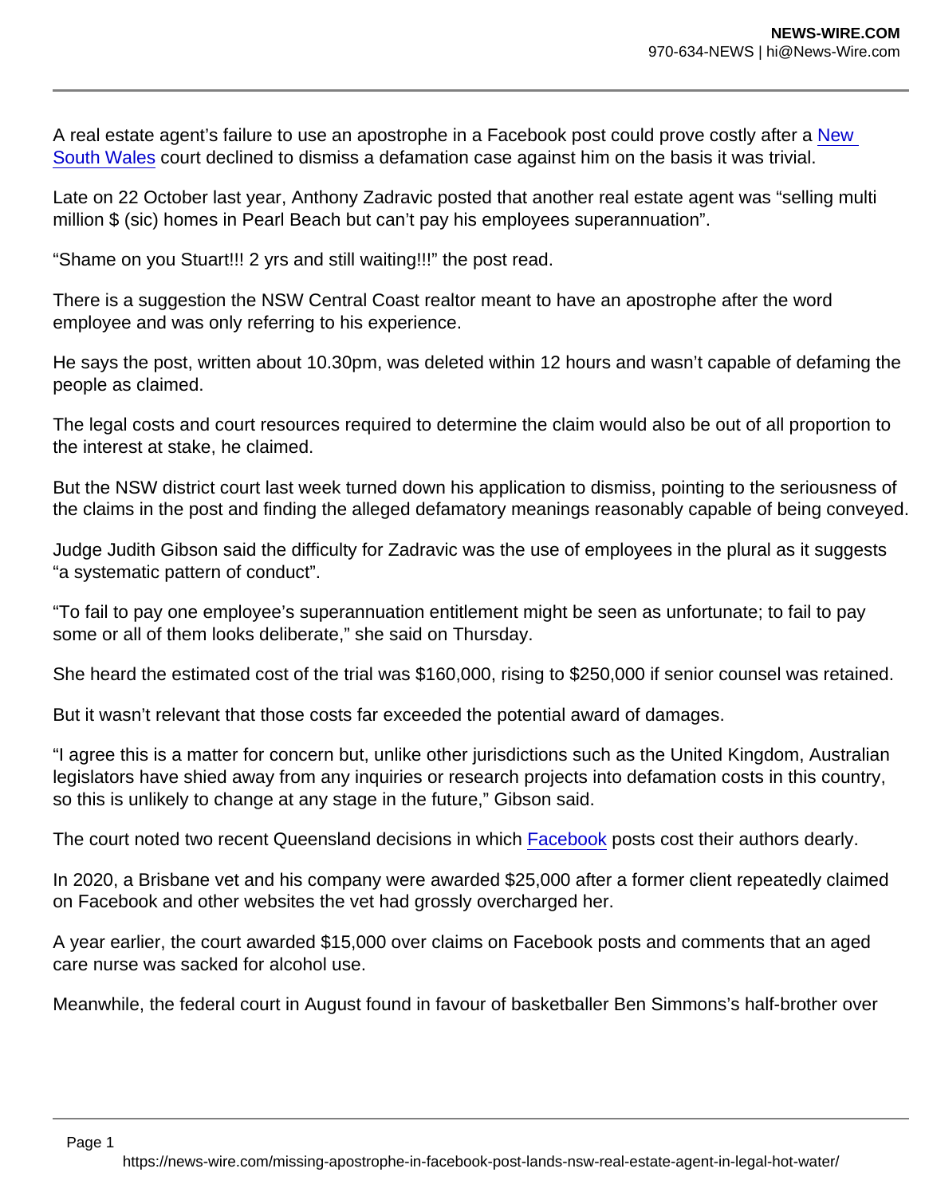A real estate agent's failure to use an apostrophe in a Facebook post could prove costly after a New South Wales court declined to dismiss a defamation case against him on the basis it was trivial.

Late on 22 October last year, Anthony Zadravic posted that another real estate agent was "selling multi million $ (sic) homes in Pearl Beach but can't pay his employees superannuation".

"Shame on you Stuart!!! 2 yrs and still waiting!!!" the post read.

There is a suggestion the NSW Central Coast realtor meant to have an apostrophe after the word employee and was only referring to his experience.

He says the post, written about 10.30pm, was deleted within 12 hours and wasn't capable of defaming the people as claimed.

The legal costs and court resources required to determine the claim would also be out of all proportion to the interest at stake, he claimed.

But the NSW district court last week turned down his application to dismiss, pointing to the seriousness of the claims in the post and finding the alleged defamatory meanings reasonably capable of being conveyed.

Judge Judith Gibson said the difficulty for Zadravic was the use of employees in the plural as it suggests "a systematic pattern of conduct".

"To fail to pay one employee's superannuation entitlement might be seen as unfortunate; to fail to pay some or all of them looks deliberate," she said on Thursday.

She heard the estimated cost of the trial was $160,000, rising to $250,000 if senior counsel was retained.

But it wasn't relevant that those costs far exceeded the potential award of damages.

"I agree this is a matter for concern but, unlike other jurisdictions such as the United Kingdom, Australian legislators have shied away from any inquiries or research projects into defamation costs in this country, so this is unlikely to change at any stage in the future," Gibson said.

The court noted two recent Queensland decisions in which Facebook posts cost their authors dearly.

In 2020, a Brisbane vet and his company were awarded $25,000 after a former client repeatedly claimed on Facebook and other websites the vet had grossly overcharged her.

A year earlier, the court awarded $15,000 over claims on Facebook posts and comments that an aged care nurse was sacked for alcohol use.

Meanwhile, the federal court in August found in favour of basketballer Ben Simmons's half-brother over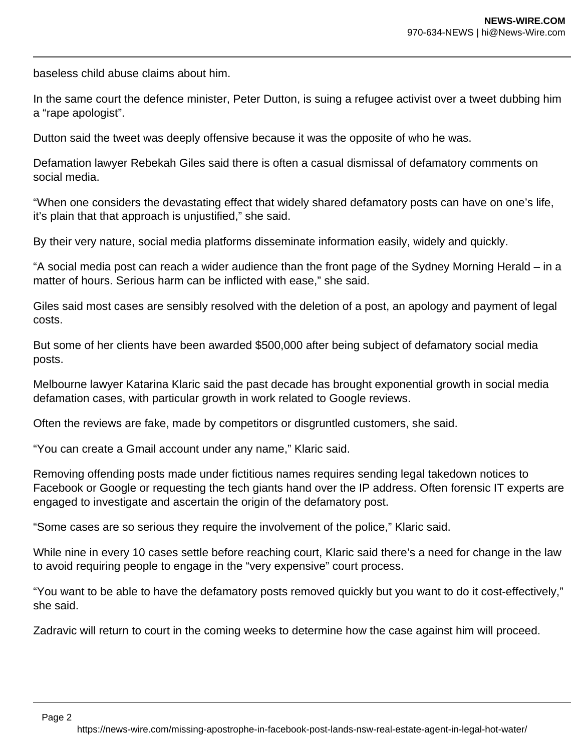baseless child abuse claims about him.

In the same court the defence minister, Peter Dutton, is suing a refugee activist over a tweet dubbing him a “rape apologist”.

Dutton said the tweet was deeply offensive because it was the opposite of who he was.

Defamation lawyer Rebekah Giles said there is often a casual dismissal of defamatory comments on social media.

“When one considers the devastating effect that widely shared defamatory posts can have on one’s life, it’s plain that that approach is unjustified,” she said.

By their very nature, social media platforms disseminate information easily, widely and quickly.

“A social media post can reach a wider audience than the front page of the Sydney Morning Herald – in a matter of hours. Serious harm can be inflicted with ease,” she said.

Giles said most cases are sensibly resolved with the deletion of a post, an apology and payment of legal costs.

But some of her clients have been awarded $500,000 after being subject of defamatory social media posts.

Melbourne lawyer Katarina Klaric said the past decade has brought exponential growth in social media defamation cases, with particular growth in work related to Google reviews.

Often the reviews are fake, made by competitors or disgruntled customers, she said.

“You can create a Gmail account under any name,” Klaric said.

Removing offending posts made under fictitious names requires sending legal takedown notices to Facebook or Google or requesting the tech giants hand over the IP address. Often forensic IT experts are engaged to investigate and ascertain the origin of the defamatory post.

“Some cases are so serious they require the involvement of the police,” Klaric said.

While nine in every 10 cases settle before reaching court, Klaric said there’s a need for change in the law to avoid requiring people to engage in the “very expensive” court process.

“You want to be able to have the defamatory posts removed quickly but you want to do it cost-effectively,” she said.

Zadravic will return to court in the coming weeks to determine how the case against him will proceed.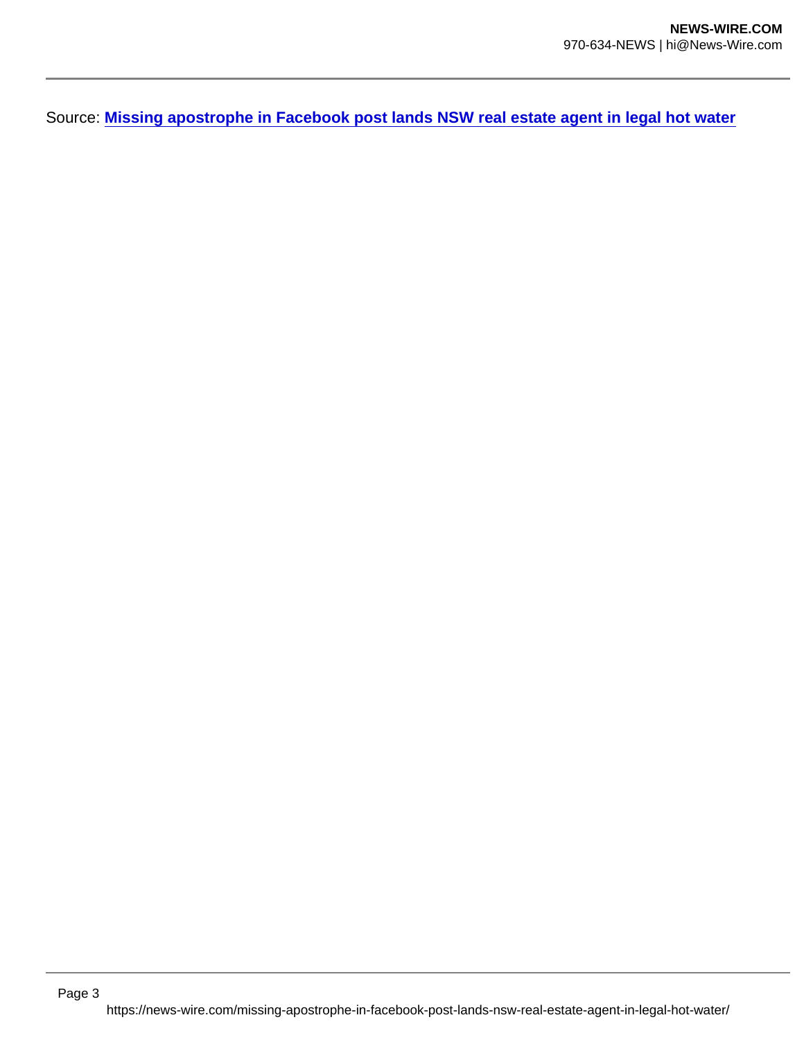Source: [Missing apostrophe in Facebook post lands NSW real estate agent in legal hot water](https://news-wire.com/missing-apostrophe-in-facebook-post-lands-nsw-real-estate-agent-in-legal-hot-water/)